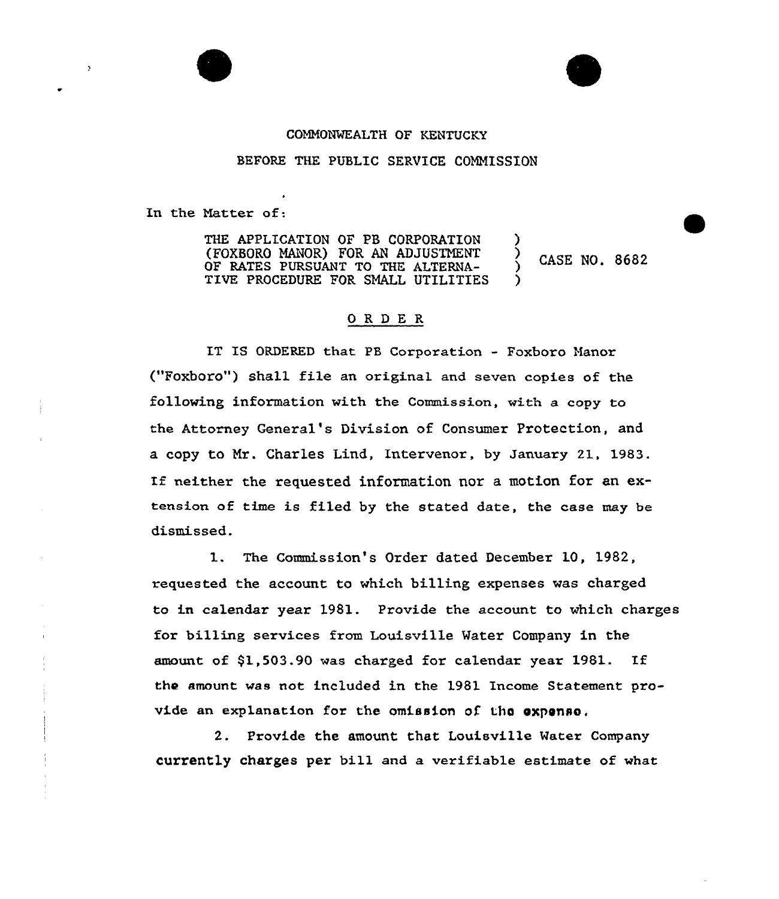COMMONWEALTH OF KENTUCKY

BEFORE THE PUBLIC SERVICE COMMISSION

In the Matter of:

| | | |
|---|---|---|
| THE APPLICATION OF PB CORPORATION (FOXBORO MANOR) FOR AN ADJUSTMENT OF RATES PURSUANT TO THE ALTERNATIVE PROCEDURE FOR SMALL UTILITIES | ) | CASE NO. 8682 |

## O R D E R

IT IS ORDERED that PB Corporation - Foxboro Manor ("Foxboro") shall file an original and seven copies of the following information with the Commission, with a copy to the Attorney General's Division of Consumer Protection, and a copy to Mr. Charles Lind, Intervenor, by January 21, 1983. If neither the requested information nor a motion for an extension of time is filed by the stated date, the case may be dismissed.

1. The Commission's Order dated December 10, 1982, requested the account to which billing expenses was charged to in calendar year 1981. Provide the account to which charges for billing services from Louisville Water Company in the amount of $1,503.90 was charged for calendar year 1981. If the amount was not included in the 1981 Income Statement provide an explanation for the omission of the expense.

2. Provide the amount that Louisville Water Company currently charges per bill and a verifiable estimate of what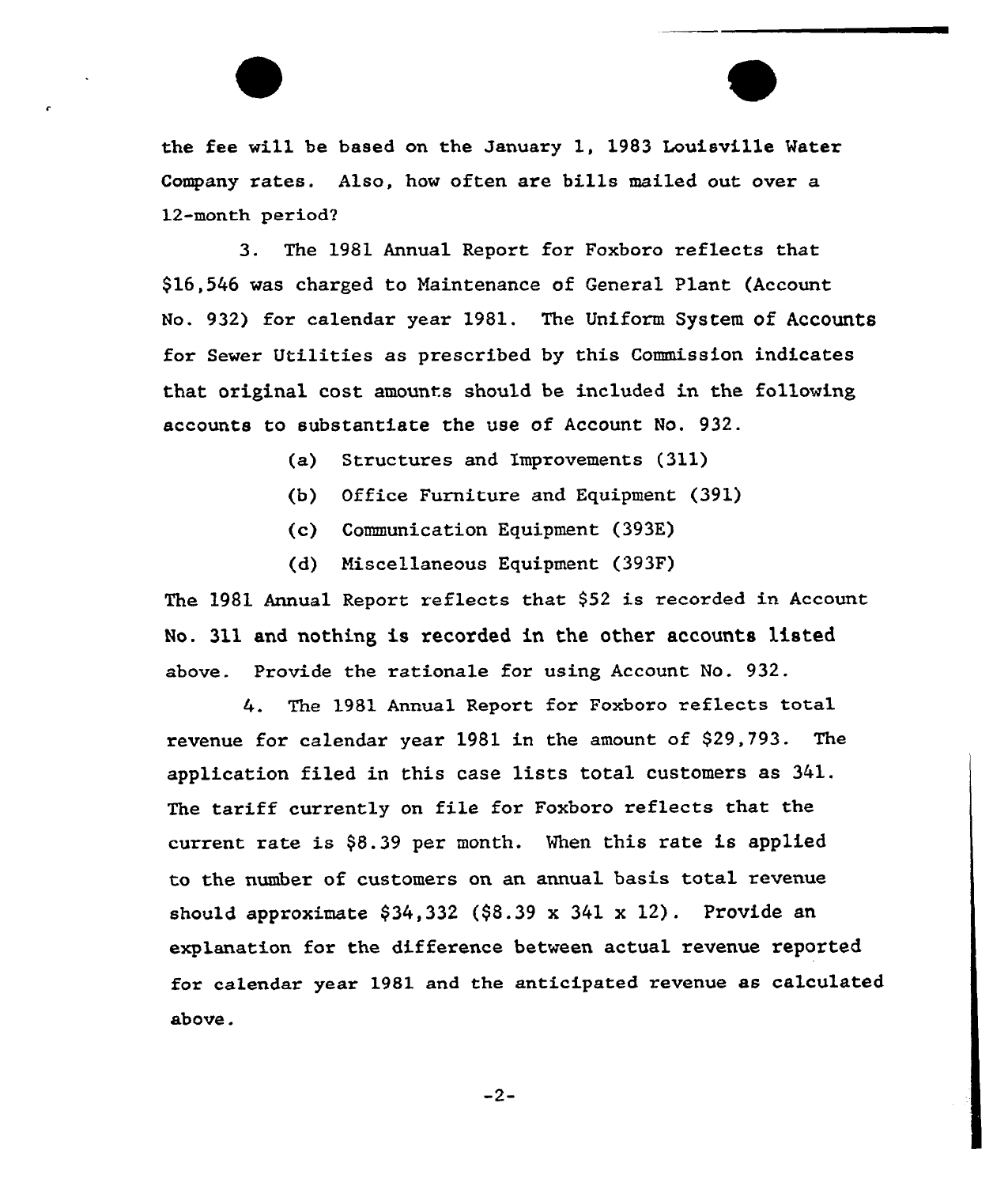the fee will be based on the January 1, 1983 Louisville Water Company rates. Also, how often are bills mailed out over a 12-month period?

3. The 1981 Annual Report for Foxboro reflects that $16,546 was charged to Maintenance of General Plant (Account No. 932) for calendar year 1981. The Uniform System of Accounts for Sewer Utilities as prescribed by this Commission indicates that original cost amounts should be included in the following accounts to substantiate the use of Account No. 932.

(a) Structures and Improvements (311)

(b) Office Furniture and Equipment (391)

(c) Communication Equipment (393E)

(d) Miscellaneous Equipment (393F)

The 1981 Annual Report reflects that $52 is recorded in Account No. 311 and nothing is recorded in the other accounts listed above. Provide the rationale for using Account No. 932.

4. The 1981 Annual Report for Foxboro reflects total revenue for calendar year 1981 in the amount of $29,793. The application filed in this case lists total customers as 341. The tariff currently on file for Foxboro reflects that the current rate is $8.39 per month. When this rate is applied to the number of customers on an annual basis total revenue should approximate $34,332 ($8.39 x 341 x 12). Provide an explanation for the difference between actual revenue reported for calendar year 1981 and the anticipated revenue as calculated above.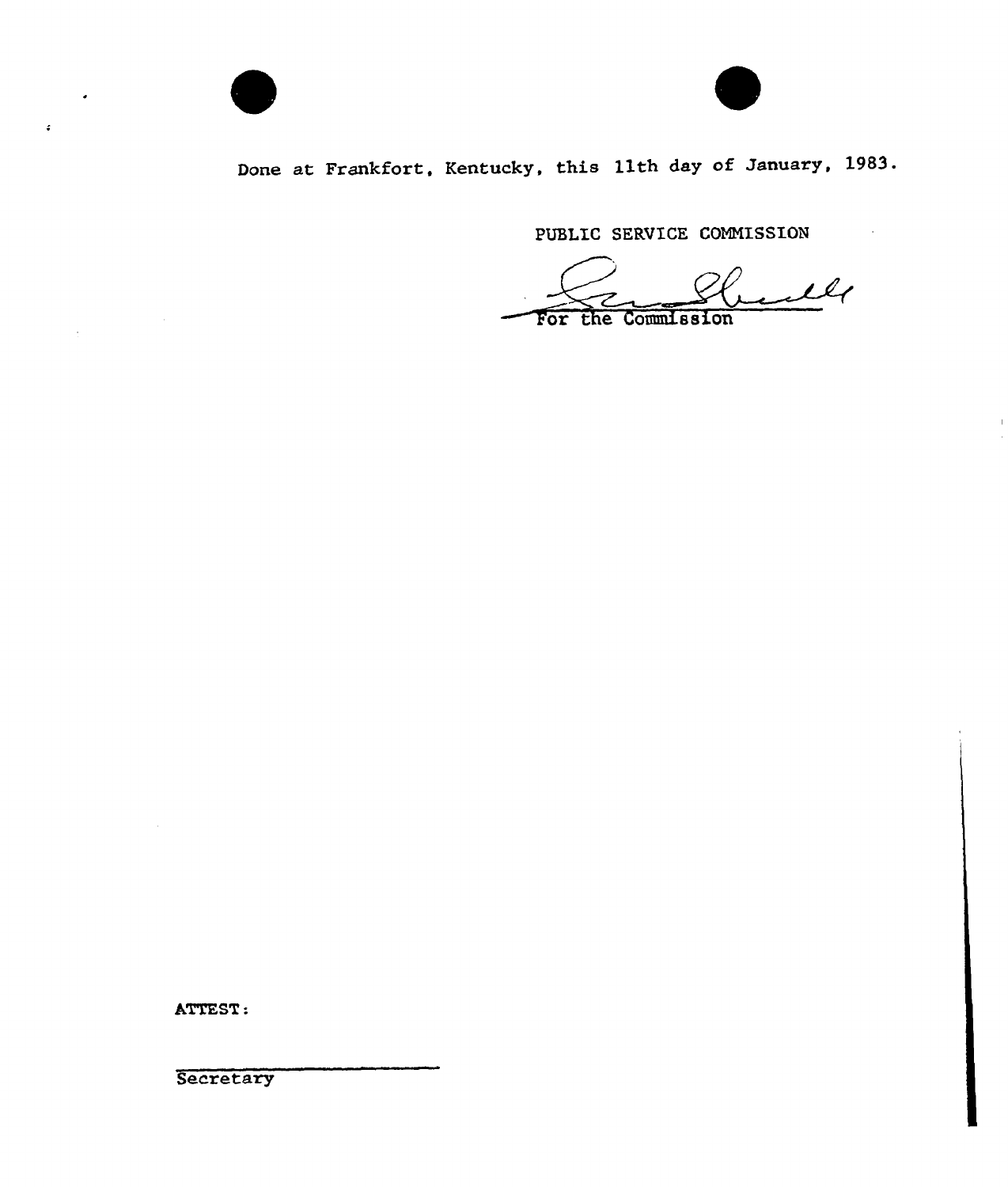Done at Frankfort, Kentucky, this 11th day of January, 1983.

PUBLIC SERVICE COMMISSION

For the Commission

ATTEST:

Secretary